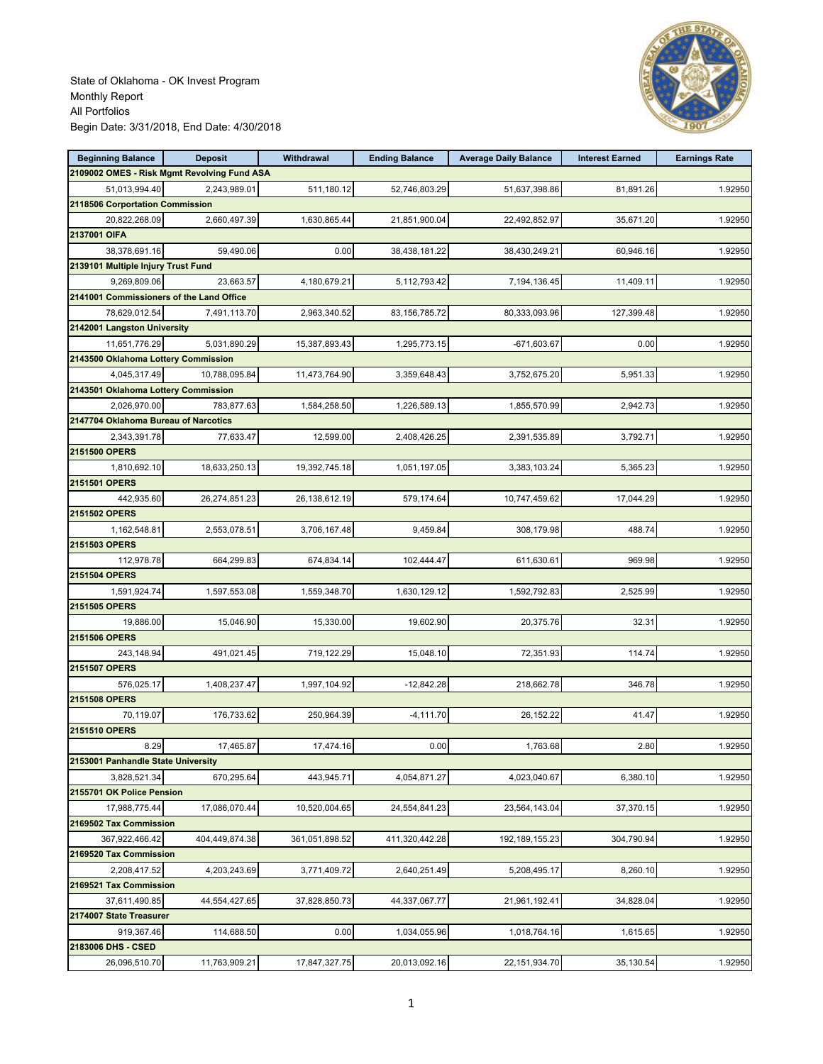State of Oklahoma - OK Invest Program
Monthly Report
All Portfolios
Begin Date: 3/31/2018, End Date: 4/30/2018

| Beginning Balance | Deposit | Withdrawal | Ending Balance | Average Daily Balance | Interest Earned | Earnings Rate |
|---|---|---|---|---|---|---|
| **2109002 OMES - Risk Mgmt Revolving Fund ASA** | | | | | | |
| 51,013,994.40 | 2,243,989.01 | 511,180.12 | 52,746,803.29 | 51,637,398.86 | 81,891.26 | 1.92950 |
| **2118506 Corportation Commission** | | | | | | |
| 20,822,268.09 | 2,660,497.39 | 1,630,865.44 | 21,851,900.04 | 22,492,852.97 | 35,671.20 | 1.92950 |
| **2137001 OIFA** | | | | | | |
| 38,378,691.16 | 59,490.06 | 0.00 | 38,438,181.22 | 38,430,249.21 | 60,946.16 | 1.92950 |
| **2139101 Multiple Injury Trust Fund** | | | | | | |
| 9,269,809.06 | 23,663.57 | 4,180,679.21 | 5,112,793.42 | 7,194,136.45 | 11,409.11 | 1.92950 |
| **2141001 Commissioners of the Land Office** | | | | | | |
| 78,629,012.54 | 7,491,113.70 | 2,963,340.52 | 83,156,785.72 | 80,333,093.96 | 127,399.48 | 1.92950 |
| **2142001 Langston University** | | | | | | |
| 11,651,776.29 | 5,031,890.29 | 15,387,893.43 | 1,295,773.15 | -671,603.67 | 0.00 | 1.92950 |
| **2143500 Oklahoma Lottery Commission** | | | | | | |
| 4,045,317.49 | 10,788,095.84 | 11,473,764.90 | 3,359,648.43 | 3,752,675.20 | 5,951.33 | 1.92950 |
| **2143501 Oklahoma Lottery Commission** | | | | | | |
| 2,026,970.00 | 783,877.63 | 1,584,258.50 | 1,226,589.13 | 1,855,570.99 | 2,942.73 | 1.92950 |
| **2147704 Oklahoma Bureau of Narcotics** | | | | | | |
| 2,343,391.78 | 77,633.47 | 12,599.00 | 2,408,426.25 | 2,391,535.89 | 3,792.71 | 1.92950 |
| **2151500 OPERS** | | | | | | |
| 1,810,692.10 | 18,633,250.13 | 19,392,745.18 | 1,051,197.05 | 3,383,103.24 | 5,365.23 | 1.92950 |
| **2151501 OPERS** | | | | | | |
| 442,935.60 | 26,274,851.23 | 26,138,612.19 | 579,174.64 | 10,747,459.62 | 17,044.29 | 1.92950 |
| **2151502 OPERS** | | | | | | |
| 1,162,548.81 | 2,553,078.51 | 3,706,167.48 | 9,459.84 | 308,179.98 | 488.74 | 1.92950 |
| **2151503 OPERS** | | | | | | |
| 112,978.78 | 664,299.83 | 674,834.14 | 102,444.47 | 611,630.61 | 969.98 | 1.92950 |
| **2151504 OPERS** | | | | | | |
| 1,591,924.74 | 1,597,553.08 | 1,559,348.70 | 1,630,129.12 | 1,592,792.83 | 2,525.99 | 1.92950 |
| **2151505 OPERS** | | | | | | |
| 19,886.00 | 15,046.90 | 15,330.00 | 19,602.90 | 20,375.76 | 32.31 | 1.92950 |
| **2151506 OPERS** | | | | | | |
| 243,148.94 | 491,021.45 | 719,122.29 | 15,048.10 | 72,351.93 | 114.74 | 1.92950 |
| **2151507 OPERS** | | | | | | |
| 576,025.17 | 1,408,237.47 | 1,997,104.92 | -12,842.28 | 218,662.78 | 346.78 | 1.92950 |
| **2151508 OPERS** | | | | | | |
| 70,119.07 | 176,733.62 | 250,964.39 | -4,111.70 | 26,152.22 | 41.47 | 1.92950 |
| **2151510 OPERS** | | | | | | |
| 8.29 | 17,465.87 | 17,474.16 | 0.00 | 1,763.68 | 2.80 | 1.92950 |
| **2153001 Panhandle State University** | | | | | | |
| 3,828,521.34 | 670,295.64 | 443,945.71 | 4,054,871.27 | 4,023,040.67 | 6,380.10 | 1.92950 |
| **2155701 OK Police Pension** | | | | | | |
| 17,988,775.44 | 17,086,070.44 | 10,520,004.65 | 24,554,841.23 | 23,564,143.04 | 37,370.15 | 1.92950 |
| **2169502 Tax Commission** | | | | | | |
| 367,922,466.42 | 404,449,874.38 | 361,051,898.52 | 411,320,442.28 | 192,189,155.23 | 304,790.94 | 1.92950 |
| **2169520 Tax Commission** | | | | | | |
| 2,208,417.52 | 4,203,243.69 | 3,771,409.72 | 2,640,251.49 | 5,208,495.17 | 8,260.10 | 1.92950 |
| **2169521 Tax Commission** | | | | | | |
| 37,611,490.85 | 44,554,427.65 | 37,828,850.73 | 44,337,067.77 | 21,961,192.41 | 34,828.04 | 1.92950 |
| **2174007 State Treasurer** | | | | | | |
| 919,367.46 | 114,688.50 | 0.00 | 1,034,055.96 | 1,018,764.16 | 1,615.65 | 1.92950 |
| **2183006 DHS - CSED** | | | | | | |
| 26,096,510.70 | 11,763,909.21 | 17,847,327.75 | 20,013,092.16 | 22,151,934.70 | 35,130.54 | 1.92950 |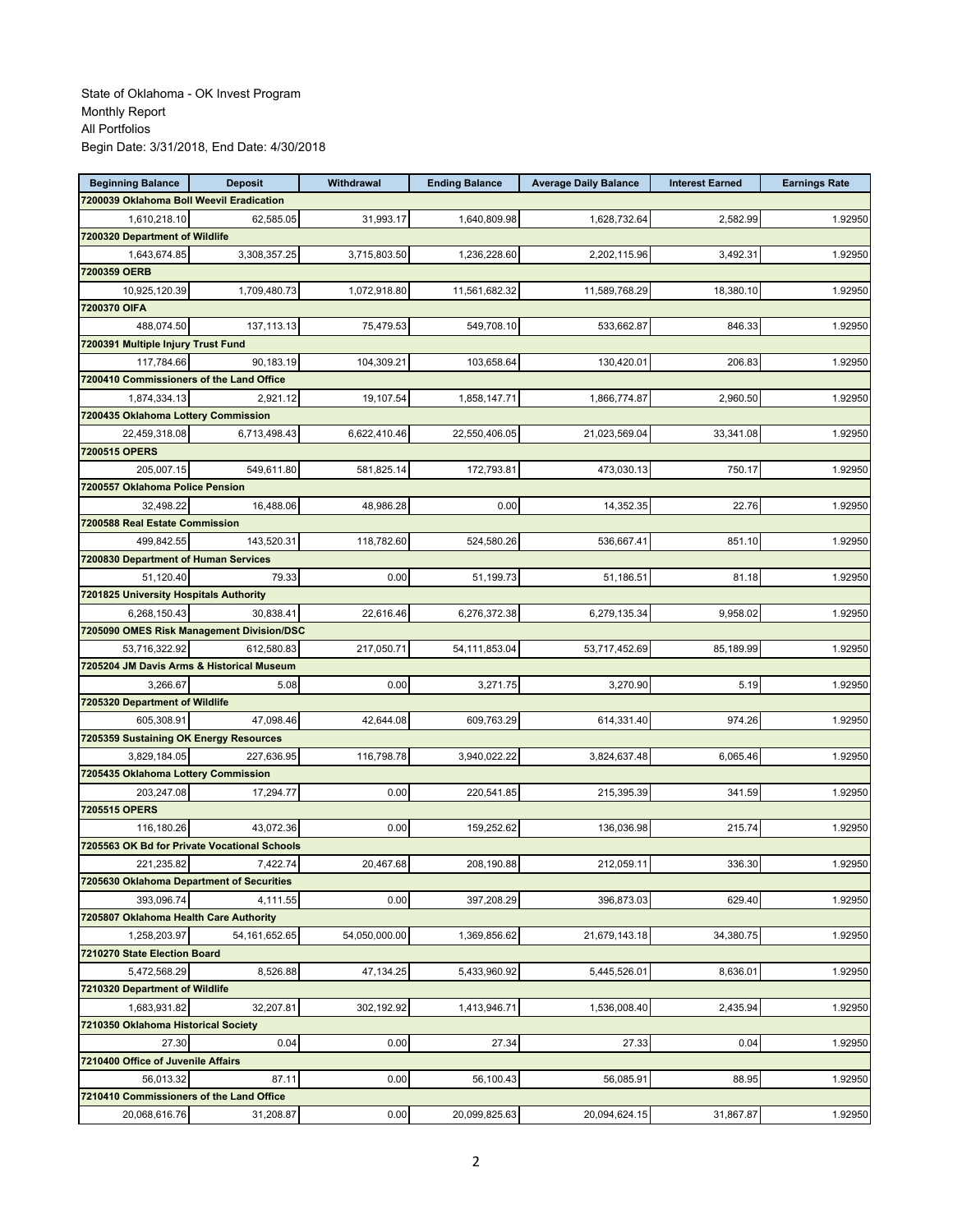State of Oklahoma - OK Invest Program
Monthly Report
All Portfolios
Begin Date: 3/31/2018, End Date: 4/30/2018

| Beginning Balance | Deposit | Withdrawal | Ending Balance | Average Daily Balance | Interest Earned | Earnings Rate |
|---|---|---|---|---|---|---|
| **7200039 Oklahoma Boll Weevil Eradication** | | | | | | |
| 1,610,218.10 | 62,585.05 | 31,993.17 | 1,640,809.98 | 1,628,732.64 | 2,582.99 | 1.92950 |
| **7200320 Department of Wildlife** | | | | | | |
| 1,643,674.85 | 3,308,357.25 | 3,715,803.50 | 1,236,228.60 | 2,202,115.96 | 3,492.31 | 1.92950 |
| **7200359 OERB** | | | | | | |
| 10,925,120.39 | 1,709,480.73 | 1,072,918.80 | 11,561,682.32 | 11,589,768.29 | 18,380.10 | 1.92950 |
| **7200370 OIFA** | | | | | | |
| 488,074.50 | 137,113.13 | 75,479.53 | 549,708.10 | 533,662.87 | 846.33 | 1.92950 |
| **7200391 Multiple Injury Trust Fund** | | | | | | |
| 117,784.66 | 90,183.19 | 104,309.21 | 103,658.64 | 130,420.01 | 206.83 | 1.92950 |
| **7200410 Commissioners of the Land Office** | | | | | | |
| 1,874,334.13 | 2,921.12 | 19,107.54 | 1,858,147.71 | 1,866,774.87 | 2,960.50 | 1.92950 |
| **7200435 Oklahoma Lottery Commission** | | | | | | |
| 22,459,318.08 | 6,713,498.43 | 6,622,410.46 | 22,550,406.05 | 21,023,569.04 | 33,341.08 | 1.92950 |
| **7200515 OPERS** | | | | | | |
| 205,007.15 | 549,611.80 | 581,825.14 | 172,793.81 | 473,030.13 | 750.17 | 1.92950 |
| **7200557 Oklahoma Police Pension** | | | | | | |
| 32,498.22 | 16,488.06 | 48,986.28 | 0.00 | 14,352.35 | 22.76 | 1.92950 |
| **7200588 Real Estate Commission** | | | | | | |
| 499,842.55 | 143,520.31 | 118,782.60 | 524,580.26 | 536,667.41 | 851.10 | 1.92950 |
| **7200830 Department of Human Services** | | | | | | |
| 51,120.40 | 79.33 | 0.00 | 51,199.73 | 51,186.51 | 81.18 | 1.92950 |
| **7201825 University Hospitals Authority** | | | | | | |
| 6,268,150.43 | 30,838.41 | 22,616.46 | 6,276,372.38 | 6,279,135.34 | 9,958.02 | 1.92950 |
| **7205090 OMES Risk Management Division/DSC** | | | | | | |
| 53,716,322.92 | 612,580.83 | 217,050.71 | 54,111,853.04 | 53,717,452.69 | 85,189.99 | 1.92950 |
| **7205204 JM Davis Arms & Historical Museum** | | | | | | |
| 3,266.67 | 5.08 | 0.00 | 3,271.75 | 3,270.90 | 5.19 | 1.92950 |
| **7205320 Department of Wildlife** | | | | | | |
| 605,308.91 | 47,098.46 | 42,644.08 | 609,763.29 | 614,331.40 | 974.26 | 1.92950 |
| **7205359 Sustaining OK Energy Resources** | | | | | | |
| 3,829,184.05 | 227,636.95 | 116,798.78 | 3,940,022.22 | 3,824,637.48 | 6,065.46 | 1.92950 |
| **7205435 Oklahoma Lottery Commission** | | | | | | |
| 203,247.08 | 17,294.77 | 0.00 | 220,541.85 | 215,395.39 | 341.59 | 1.92950 |
| **7205515 OPERS** | | | | | | |
| 116,180.26 | 43,072.36 | 0.00 | 159,252.62 | 136,036.98 | 215.74 | 1.92950 |
| **7205563 OK Bd for Private Vocational Schools** | | | | | | |
| 221,235.82 | 7,422.74 | 20,467.68 | 208,190.88 | 212,059.11 | 336.30 | 1.92950 |
| **7205630 Oklahoma Department of Securities** | | | | | | |
| 393,096.74 | 4,111.55 | 0.00 | 397,208.29 | 396,873.03 | 629.40 | 1.92950 |
| **7205807 Oklahoma Health Care Authority** | | | | | | |
| 1,258,203.97 | 54,161,652.65 | 54,050,000.00 | 1,369,856.62 | 21,679,143.18 | 34,380.75 | 1.92950 |
| **7210270 State Election Board** | | | | | | |
| 5,472,568.29 | 8,526.88 | 47,134.25 | 5,433,960.92 | 5,445,526.01 | 8,636.01 | 1.92950 |
| **7210320 Department of Wildlife** | | | | | | |
| 1,683,931.82 | 32,207.81 | 302,192.92 | 1,413,946.71 | 1,536,008.40 | 2,435.94 | 1.92950 |
| **7210350 Oklahoma Historical Society** | | | | | | |
| 27.30 | 0.04 | 0.00 | 27.34 | 27.33 | 0.04 | 1.92950 |
| **7210400 Office of Juvenile Affairs** | | | | | | |
| 56,013.32 | 87.11 | 0.00 | 56,100.43 | 56,085.91 | 88.95 | 1.92950 |
| **7210410 Commissioners of the Land Office** | | | | | | |
| 20,068,616.76 | 31,208.87 | 0.00 | 20,099,825.63 | 20,094,624.15 | 31,867.87 | 1.92950 |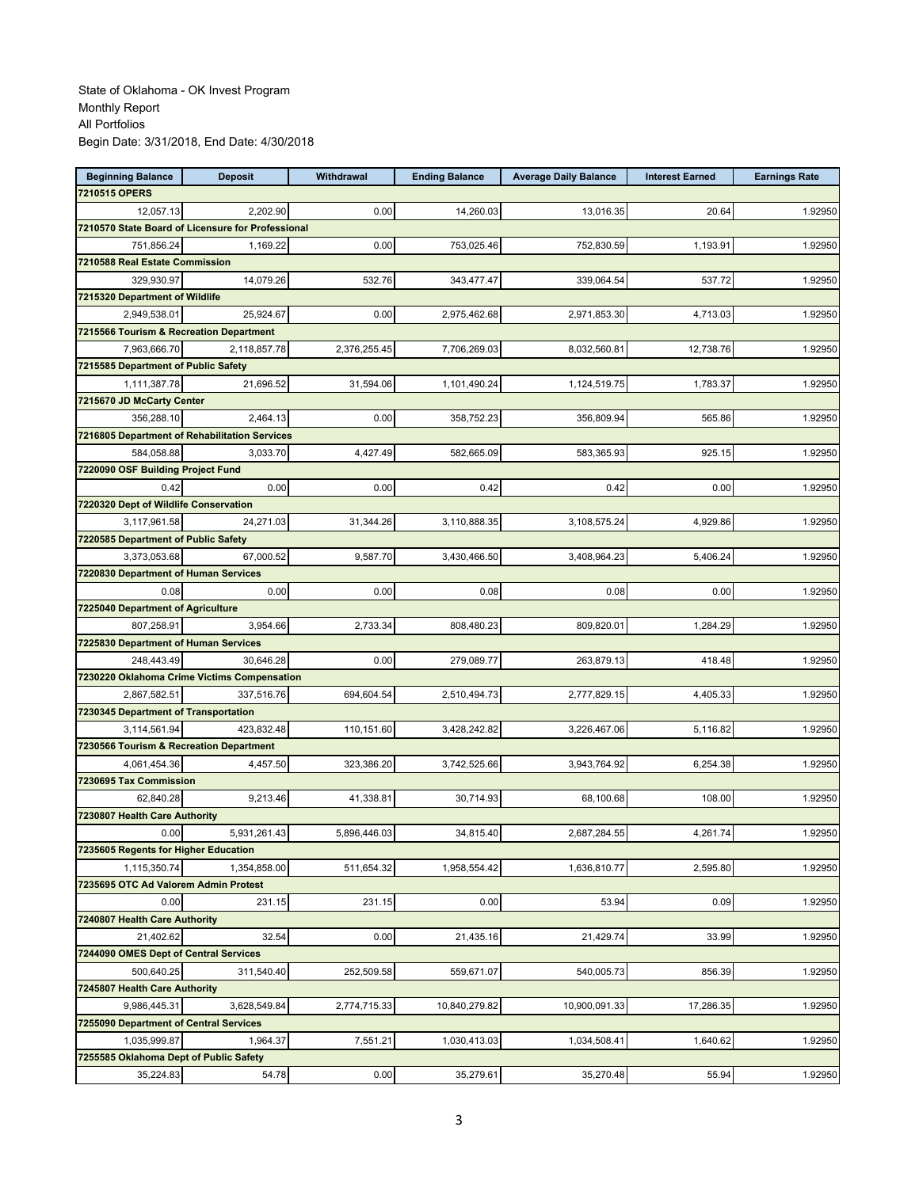State of Oklahoma - OK Invest Program
Monthly Report
All Portfolios
Begin Date: 3/31/2018, End Date: 4/30/2018

| Beginning Balance | Deposit | Withdrawal | Ending Balance | Average Daily Balance | Interest Earned | Earnings Rate |
|---|---|---|---|---|---|---|
| **7210515 OPERS** | | | | | | |
| 12,057.13 | 2,202.90 | 0.00 | 14,260.03 | 13,016.35 | 20.64 | 1.92950 |
| **7210570 State Board of Licensure for Professional** | | | | | | |
| 751,856.24 | 1,169.22 | 0.00 | 753,025.46 | 752,830.59 | 1,193.91 | 1.92950 |
| **7210588 Real Estate Commission** | | | | | | |
| 329,930.97 | 14,079.26 | 532.76 | 343,477.47 | 339,064.54 | 537.72 | 1.92950 |
| **7215320 Department of Wildlife** | | | | | | |
| 2,949,538.01 | 25,924.67 | 0.00 | 2,975,462.68 | 2,971,853.30 | 4,713.03 | 1.92950 |
| **7215566 Tourism & Recreation Department** | | | | | | |
| 7,963,666.70 | 2,118,857.78 | 2,376,255.45 | 7,706,269.03 | 8,032,560.81 | 12,738.76 | 1.92950 |
| **7215585 Department of Public Safety** | | | | | | |
| 1,111,387.78 | 21,696.52 | 31,594.06 | 1,101,490.24 | 1,124,519.75 | 1,783.37 | 1.92950 |
| **7215670 JD McCarty Center** | | | | | | |
| 356,288.10 | 2,464.13 | 0.00 | 358,752.23 | 356,809.94 | 565.86 | 1.92950 |
| **7216805 Department of Rehabilitation Services** | | | | | | |
| 584,058.88 | 3,033.70 | 4,427.49 | 582,665.09 | 583,365.93 | 925.15 | 1.92950 |
| **7220090 OSF Building Project Fund** | | | | | | |
| 0.42 | 0.00 | 0.00 | 0.42 | 0.42 | 0.00 | 1.92950 |
| **7220320 Dept of Wildlife Conservation** | | | | | | |
| 3,117,961.58 | 24,271.03 | 31,344.26 | 3,110,888.35 | 3,108,575.24 | 4,929.86 | 1.92950 |
| **7220585 Department of Public Safety** | | | | | | |
| 3,373,053.68 | 67,000.52 | 9,587.70 | 3,430,466.50 | 3,408,964.23 | 5,406.24 | 1.92950 |
| **7220830 Department of Human Services** | | | | | | |
| 0.08 | 0.00 | 0.00 | 0.08 | 0.08 | 0.00 | 1.92950 |
| **7225040 Department of Agriculture** | | | | | | |
| 807,258.91 | 3,954.66 | 2,733.34 | 808,480.23 | 809,820.01 | 1,284.29 | 1.92950 |
| **7225830 Department of Human Services** | | | | | | |
| 248,443.49 | 30,646.28 | 0.00 | 279,089.77 | 263,879.13 | 418.48 | 1.92950 |
| **7230220 Oklahoma Crime Victims Compensation** | | | | | | |
| 2,867,582.51 | 337,516.76 | 694,604.54 | 2,510,494.73 | 2,777,829.15 | 4,405.33 | 1.92950 |
| **7230345 Department of Transportation** | | | | | | |
| 3,114,561.94 | 423,832.48 | 110,151.60 | 3,428,242.82 | 3,226,467.06 | 5,116.82 | 1.92950 |
| **7230566 Tourism & Recreation Department** | | | | | | |
| 4,061,454.36 | 4,457.50 | 323,386.20 | 3,742,525.66 | 3,943,764.92 | 6,254.38 | 1.92950 |
| **7230695 Tax Commission** | | | | | | |
| 62,840.28 | 9,213.46 | 41,338.81 | 30,714.93 | 68,100.68 | 108.00 | 1.92950 |
| **7230807 Health Care Authority** | | | | | | |
| 0.00 | 5,931,261.43 | 5,896,446.03 | 34,815.40 | 2,687,284.55 | 4,261.74 | 1.92950 |
| **7235605 Regents for Higher Education** | | | | | | |
| 1,115,350.74 | 1,354,858.00 | 511,654.32 | 1,958,554.42 | 1,636,810.77 | 2,595.80 | 1.92950 |
| **7235695 OTC Ad Valorem Admin Protest** | | | | | | |
| 0.00 | 231.15 | 231.15 | 0.00 | 53.94 | 0.09 | 1.92950 |
| **7240807 Health Care Authority** | | | | | | |
| 21,402.62 | 32.54 | 0.00 | 21,435.16 | 21,429.74 | 33.99 | 1.92950 |
| **7244090 OMES Dept of Central Services** | | | | | | |
| 500,640.25 | 311,540.40 | 252,509.58 | 559,671.07 | 540,005.73 | 856.39 | 1.92950 |
| **7245807 Health Care Authority** | | | | | | |
| 9,986,445.31 | 3,628,549.84 | 2,774,715.33 | 10,840,279.82 | 10,900,091.33 | 17,286.35 | 1.92950 |
| **7255090 Department of Central Services** | | | | | | |
| 1,035,999.87 | 1,964.37 | 7,551.21 | 1,030,413.03 | 1,034,508.41 | 1,640.62 | 1.92950 |
| **7255585 Oklahoma Dept of Public Safety** | | | | | | |
| 35,224.83 | 54.78 | 0.00 | 35,279.61 | 35,270.48 | 55.94 | 1.92950 |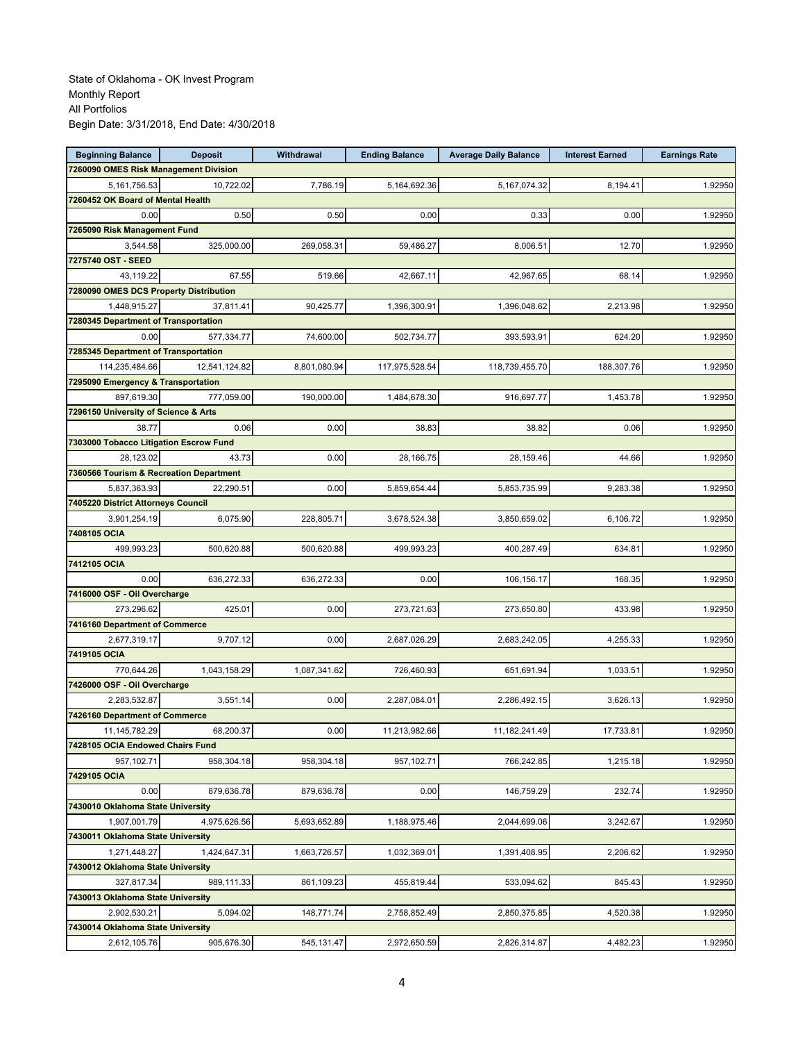State of Oklahoma - OK Invest Program
Monthly Report
All Portfolios
Begin Date: 3/31/2018, End Date: 4/30/2018

| Beginning Balance | Deposit | Withdrawal | Ending Balance | Average Daily Balance | Interest Earned | Earnings Rate |
|---|---|---|---|---|---|---|
| **7260090 OMES Risk Management Division** | | | | | | |
| 5,161,756.53 | 10,722.02 | 7,786.19 | 5,164,692.36 | 5,167,074.32 | 8,194.41 | 1.92950 |
| **7260452 OK Board of Mental Health** | | | | | | |
| 0.00 | 0.50 | 0.50 | 0.00 | 0.33 | 0.00 | 1.92950 |
| **7265090 Risk Management Fund** | | | | | | |
| 3,544.58 | 325,000.00 | 269,058.31 | 59,486.27 | 8,006.51 | 12.70 | 1.92950 |
| **7275740 OST - SEED** | | | | | | |
| 43,119.22 | 67.55 | 519.66 | 42,667.11 | 42,967.65 | 68.14 | 1.92950 |
| **7280090 OMES DCS Property Distribution** | | | | | | |
| 1,448,915.27 | 37,811.41 | 90,425.77 | 1,396,300.91 | 1,396,048.62 | 2,213.98 | 1.92950 |
| **7280345 Department of Transportation** | | | | | | |
| 0.00 | 577,334.77 | 74,600.00 | 502,734.77 | 393,593.91 | 624.20 | 1.92950 |
| **7285345 Department of Transportation** | | | | | | |
| 114,235,484.66 | 12,541,124.82 | 8,801,080.94 | 117,975,528.54 | 118,739,455.70 | 188,307.76 | 1.92950 |
| **7295090 Emergency & Transportation** | | | | | | |
| 897,619.30 | 777,059.00 | 190,000.00 | 1,484,678.30 | 916,697.77 | 1,453.78 | 1.92950 |
| **7296150 University of Science & Arts** | | | | | | |
| 38.77 | 0.06 | 0.00 | 38.83 | 38.82 | 0.06 | 1.92950 |
| **7303000 Tobacco Litigation Escrow Fund** | | | | | | |
| 28,123.02 | 43.73 | 0.00 | 28,166.75 | 28,159.46 | 44.66 | 1.92950 |
| **7360566 Tourism & Recreation Department** | | | | | | |
| 5,837,363.93 | 22,290.51 | 0.00 | 5,859,654.44 | 5,853,735.99 | 9,283.38 | 1.92950 |
| **7405220 District Attorneys Council** | | | | | | |
| 3,901,254.19 | 6,075.90 | 228,805.71 | 3,678,524.38 | 3,850,659.02 | 6,106.72 | 1.92950 |
| **7408105 OCIA** | | | | | | |
| 499,993.23 | 500,620.88 | 500,620.88 | 499,993.23 | 400,287.49 | 634.81 | 1.92950 |
| **7412105 OCIA** | | | | | | |
| 0.00 | 636,272.33 | 636,272.33 | 0.00 | 106,156.17 | 168.35 | 1.92950 |
| **7416000 OSF - Oil Overcharge** | | | | | | |
| 273,296.62 | 425.01 | 0.00 | 273,721.63 | 273,650.80 | 433.98 | 1.92950 |
| **7416160 Department of Commerce** | | | | | | |
| 2,677,319.17 | 9,707.12 | 0.00 | 2,687,026.29 | 2,683,242.05 | 4,255.33 | 1.92950 |
| **7419105 OCIA** | | | | | | |
| 770,644.26 | 1,043,158.29 | 1,087,341.62 | 726,460.93 | 651,691.94 | 1,033.51 | 1.92950 |
| **7426000 OSF - Oil Overcharge** | | | | | | |
| 2,283,532.87 | 3,551.14 | 0.00 | 2,287,084.01 | 2,286,492.15 | 3,626.13 | 1.92950 |
| **7426160 Department of Commerce** | | | | | | |
| 11,145,782.29 | 68,200.37 | 0.00 | 11,213,982.66 | 11,182,241.49 | 17,733.81 | 1.92950 |
| **7428105 OCIA Endowed Chairs Fund** | | | | | | |
| 957,102.71 | 958,304.18 | 958,304.18 | 957,102.71 | 766,242.85 | 1,215.18 | 1.92950 |
| **7429105 OCIA** | | | | | | |
| 0.00 | 879,636.78 | 879,636.78 | 0.00 | 146,759.29 | 232.74 | 1.92950 |
| **7430010 Oklahoma State University** | | | | | | |
| 1,907,001.79 | 4,975,626.56 | 5,693,652.89 | 1,188,975.46 | 2,044,699.06 | 3,242.67 | 1.92950 |
| **7430011 Oklahoma State University** | | | | | | |
| 1,271,448.27 | 1,424,647.31 | 1,663,726.57 | 1,032,369.01 | 1,391,408.95 | 2,206.62 | 1.92950 |
| **7430012 Oklahoma State University** | | | | | | |
| 327,817.34 | 989,111.33 | 861,109.23 | 455,819.44 | 533,094.62 | 845.43 | 1.92950 |
| **7430013 Oklahoma State University** | | | | | | |
| 2,902,530.21 | 5,094.02 | 148,771.74 | 2,758,852.49 | 2,850,375.85 | 4,520.38 | 1.92950 |
| **7430014 Oklahoma State University** | | | | | | |
| 2,612,105.76 | 905,676.30 | 545,131.47 | 2,972,650.59 | 2,826,314.87 | 4,482.23 | 1.92950 |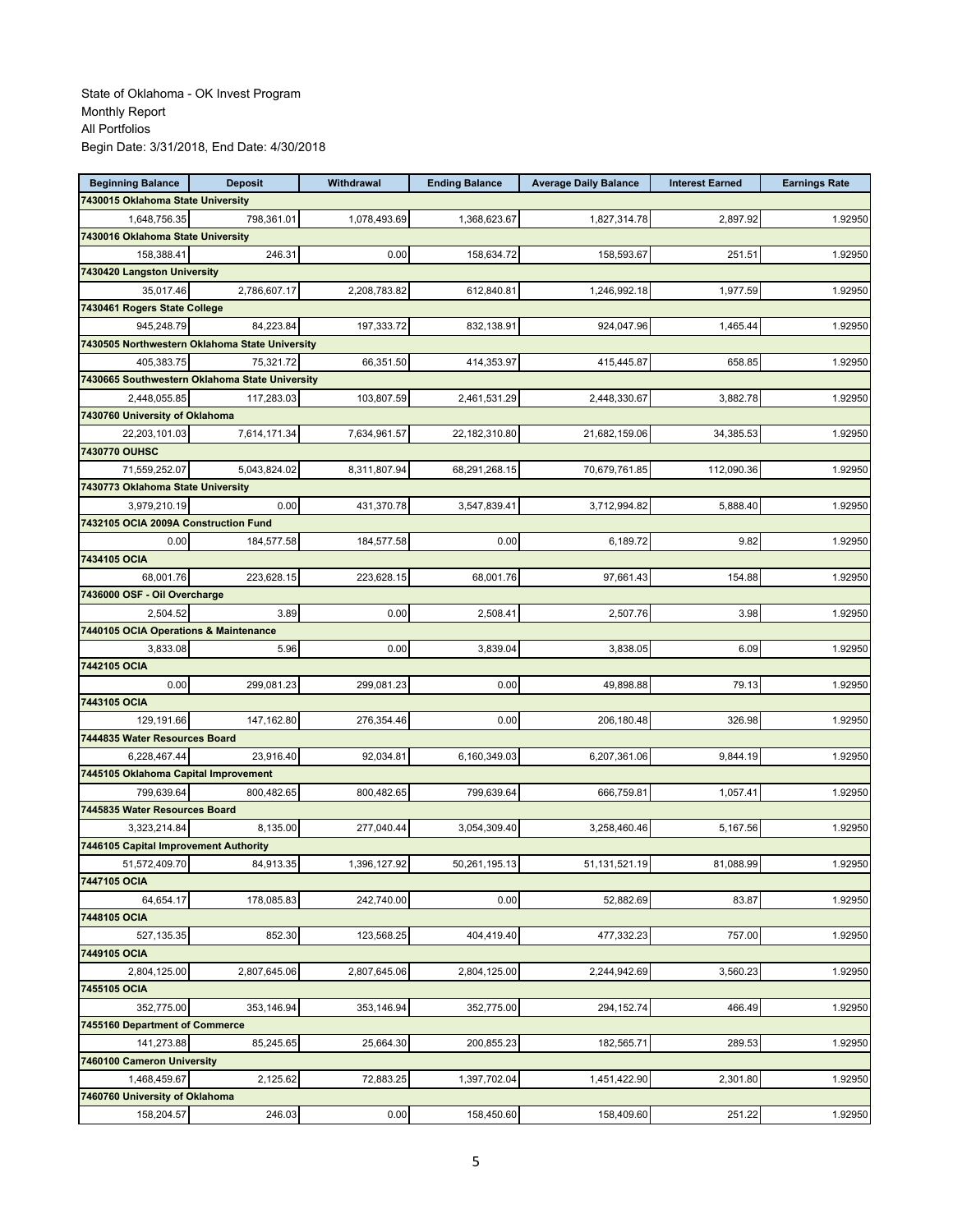State of Oklahoma - OK Invest Program
Monthly Report
All Portfolios
Begin Date: 3/31/2018, End Date: 4/30/2018

| Beginning Balance | Deposit | Withdrawal | Ending Balance | Average Daily Balance | Interest Earned | Earnings Rate |
|---|---|---|---|---|---|---|
| **7430015 Oklahoma State University** | | | | | | |
| 1,648,756.35 | 798,361.01 | 1,078,493.69 | 1,368,623.67 | 1,827,314.78 | 2,897.92 | 1.92950 |
| **7430016 Oklahoma State University** | | | | | | |
| 158,388.41 | 246.31 | 0.00 | 158,634.72 | 158,593.67 | 251.51 | 1.92950 |
| **7430420 Langston University** | | | | | | |
| 35,017.46 | 2,786,607.17 | 2,208,783.82 | 612,840.81 | 1,246,992.18 | 1,977.59 | 1.92950 |
| **7430461 Rogers State College** | | | | | | |
| 945,248.79 | 84,223.84 | 197,333.72 | 832,138.91 | 924,047.96 | 1,465.44 | 1.92950 |
| **7430505 Northwestern Oklahoma State University** | | | | | | |
| 405,383.75 | 75,321.72 | 66,351.50 | 414,353.97 | 415,445.87 | 658.85 | 1.92950 |
| **7430665 Southwestern Oklahoma State University** | | | | | | |
| 2,448,055.85 | 117,283.03 | 103,807.59 | 2,461,531.29 | 2,448,330.67 | 3,882.78 | 1.92950 |
| **7430760 University of Oklahoma** | | | | | | |
| 22,203,101.03 | 7,614,171.34 | 7,634,961.57 | 22,182,310.80 | 21,682,159.06 | 34,385.53 | 1.92950 |
| **7430770 OUHSC** | | | | | | |
| 71,559,252.07 | 5,043,824.02 | 8,311,807.94 | 68,291,268.15 | 70,679,761.85 | 112,090.36 | 1.92950 |
| **7430773 Oklahoma State University** | | | | | | |
| 3,979,210.19 | 0.00 | 431,370.78 | 3,547,839.41 | 3,712,994.82 | 5,888.40 | 1.92950 |
| **7432105 OCIA 2009A Construction Fund** | | | | | | |
| 0.00 | 184,577.58 | 184,577.58 | 0.00 | 6,189.72 | 9.82 | 1.92950 |
| **7434105 OCIA** | | | | | | |
| 68,001.76 | 223,628.15 | 223,628.15 | 68,001.76 | 97,661.43 | 154.88 | 1.92950 |
| **7436000 OSF - Oil Overcharge** | | | | | | |
| 2,504.52 | 3.89 | 0.00 | 2,508.41 | 2,507.76 | 3.98 | 1.92950 |
| **7440105 OCIA Operations & Maintenance** | | | | | | |
| 3,833.08 | 5.96 | 0.00 | 3,839.04 | 3,838.05 | 6.09 | 1.92950 |
| **7442105 OCIA** | | | | | | |
| 0.00 | 299,081.23 | 299,081.23 | 0.00 | 49,898.88 | 79.13 | 1.92950 |
| **7443105 OCIA** | | | | | | |
| 129,191.66 | 147,162.80 | 276,354.46 | 0.00 | 206,180.48 | 326.98 | 1.92950 |
| **7444835 Water Resources Board** | | | | | | |
| 6,228,467.44 | 23,916.40 | 92,034.81 | 6,160,349.03 | 6,207,361.06 | 9,844.19 | 1.92950 |
| **7445105 Oklahoma Capital Improvement** | | | | | | |
| 799,639.64 | 800,482.65 | 800,482.65 | 799,639.64 | 666,759.81 | 1,057.41 | 1.92950 |
| **7445835 Water Resources Board** | | | | | | |
| 3,323,214.84 | 8,135.00 | 277,040.44 | 3,054,309.40 | 3,258,460.46 | 5,167.56 | 1.92950 |
| **7446105 Capital Improvement Authority** | | | | | | |
| 51,572,409.70 | 84,913.35 | 1,396,127.92 | 50,261,195.13 | 51,131,521.19 | 81,088.99 | 1.92950 |
| **7447105 OCIA** | | | | | | |
| 64,654.17 | 178,085.83 | 242,740.00 | 0.00 | 52,882.69 | 83.87 | 1.92950 |
| **7448105 OCIA** | | | | | | |
| 527,135.35 | 852.30 | 123,568.25 | 404,419.40 | 477,332.23 | 757.00 | 1.92950 |
| **7449105 OCIA** | | | | | | |
| 2,804,125.00 | 2,807,645.06 | 2,807,645.06 | 2,804,125.00 | 2,244,942.69 | 3,560.23 | 1.92950 |
| **7455105 OCIA** | | | | | | |
| 352,775.00 | 353,146.94 | 353,146.94 | 352,775.00 | 294,152.74 | 466.49 | 1.92950 |
| **7455160 Department of Commerce** | | | | | | |
| 141,273.88 | 85,245.65 | 25,664.30 | 200,855.23 | 182,565.71 | 289.53 | 1.92950 |
| **7460100 Cameron University** | | | | | | |
| 1,468,459.67 | 2,125.62 | 72,883.25 | 1,397,702.04 | 1,451,422.90 | 2,301.80 | 1.92950 |
| **7460760 University of Oklahoma** | | | | | | |
| 158,204.57 | 246.03 | 0.00 | 158,450.60 | 158,409.60 | 251.22 | 1.92950 |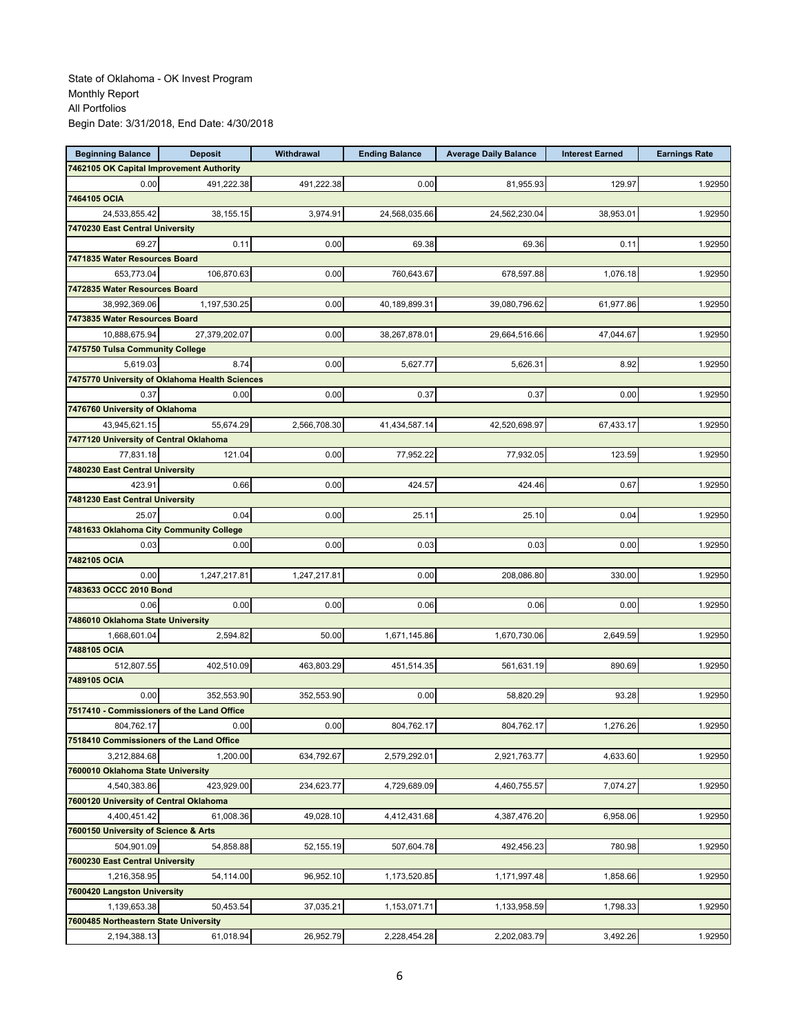State of Oklahoma - OK Invest Program
Monthly Report
All Portfolios
Begin Date: 3/31/2018, End Date: 4/30/2018

| Beginning Balance | Deposit | Withdrawal | Ending Balance | Average Daily Balance | Interest Earned | Earnings Rate |
|---|---|---|---|---|---|---|
| **7462105 OK Capital Improvement Authority** | | | | | | |
| 0.00 | 491,222.38 | 491,222.38 | 0.00 | 81,955.93 | 129.97 | 1.92950 |
| **7464105 OCIA** | | | | | | |
| 24,533,855.42 | 38,155.15 | 3,974.91 | 24,568,035.66 | 24,562,230.04 | 38,953.01 | 1.92950 |
| **7470230 East Central University** | | | | | | |
| 69.27 | 0.11 | 0.00 | 69.38 | 69.36 | 0.11 | 1.92950 |
| **7471835 Water Resources Board** | | | | | | |
| 653,773.04 | 106,870.63 | 0.00 | 760,643.67 | 678,597.88 | 1,076.18 | 1.92950 |
| **7472835 Water Resources Board** | | | | | | |
| 38,992,369.06 | 1,197,530.25 | 0.00 | 40,189,899.31 | 39,080,796.62 | 61,977.86 | 1.92950 |
| **7473835 Water Resources Board** | | | | | | |
| 10,888,675.94 | 27,379,202.07 | 0.00 | 38,267,878.01 | 29,664,516.66 | 47,044.67 | 1.92950 |
| **7475750 Tulsa Community College** | | | | | | |
| 5,619.03 | 8.74 | 0.00 | 5,627.77 | 5,626.31 | 8.92 | 1.92950 |
| **7475770 University of Oklahoma Health Sciences** | | | | | | |
| 0.37 | 0.00 | 0.00 | 0.37 | 0.37 | 0.00 | 1.92950 |
| **7476760 University of Oklahoma** | | | | | | |
| 43,945,621.15 | 55,674.29 | 2,566,708.30 | 41,434,587.14 | 42,520,698.97 | 67,433.17 | 1.92950 |
| **7477120 University of Central Oklahoma** | | | | | | |
| 77,831.18 | 121.04 | 0.00 | 77,952.22 | 77,932.05 | 123.59 | 1.92950 |
| **7480230 East Central University** | | | | | | |
| 423.91 | 0.66 | 0.00 | 424.57 | 424.46 | 0.67 | 1.92950 |
| **7481230 East Central University** | | | | | | |
| 25.07 | 0.04 | 0.00 | 25.11 | 25.10 | 0.04 | 1.92950 |
| **7481633 Oklahoma City Community College** | | | | | | |
| 0.03 | 0.00 | 0.00 | 0.03 | 0.03 | 0.00 | 1.92950 |
| **7482105 OCIA** | | | | | | |
| 0.00 | 1,247,217.81 | 1,247,217.81 | 0.00 | 208,086.80 | 330.00 | 1.92950 |
| **7483633 OCCC 2010 Bond** | | | | | | |
| 0.06 | 0.00 | 0.00 | 0.06 | 0.06 | 0.00 | 1.92950 |
| **7486010 Oklahoma State University** | | | | | | |
| 1,668,601.04 | 2,594.82 | 50.00 | 1,671,145.86 | 1,670,730.06 | 2,649.59 | 1.92950 |
| **7488105 OCIA** | | | | | | |
| 512,807.55 | 402,510.09 | 463,803.29 | 451,514.35 | 561,631.19 | 890.69 | 1.92950 |
| **7489105 OCIA** | | | | | | |
| 0.00 | 352,553.90 | 352,553.90 | 0.00 | 58,820.29 | 93.28 | 1.92950 |
| **7517410 - Commissioners of the Land Office** | | | | | | |
| 804,762.17 | 0.00 | 0.00 | 804,762.17 | 804,762.17 | 1,276.26 | 1.92950 |
| **7518410 Commissioners of the Land Office** | | | | | | |
| 3,212,884.68 | 1,200.00 | 634,792.67 | 2,579,292.01 | 2,921,763.77 | 4,633.60 | 1.92950 |
| **7600010 Oklahoma State University** | | | | | | |
| 4,540,383.86 | 423,929.00 | 234,623.77 | 4,729,689.09 | 4,460,755.57 | 7,074.27 | 1.92950 |
| **7600120 University of Central Oklahoma** | | | | | | |
| 4,400,451.42 | 61,008.36 | 49,028.10 | 4,412,431.68 | 4,387,476.20 | 6,958.06 | 1.92950 |
| **7600150 University of Science & Arts** | | | | | | |
| 504,901.09 | 54,858.88 | 52,155.19 | 507,604.78 | 492,456.23 | 780.98 | 1.92950 |
| **7600230 East Central University** | | | | | | |
| 1,216,358.95 | 54,114.00 | 96,952.10 | 1,173,520.85 | 1,171,997.48 | 1,858.66 | 1.92950 |
| **7600420 Langston University** | | | | | | |
| 1,139,653.38 | 50,453.54 | 37,035.21 | 1,153,071.71 | 1,133,958.59 | 1,798.33 | 1.92950 |
| **7600485 Northeastern State University** | | | | | | |
| 2,194,388.13 | 61,018.94 | 26,952.79 | 2,228,454.28 | 2,202,083.79 | 3,492.26 | 1.92950 |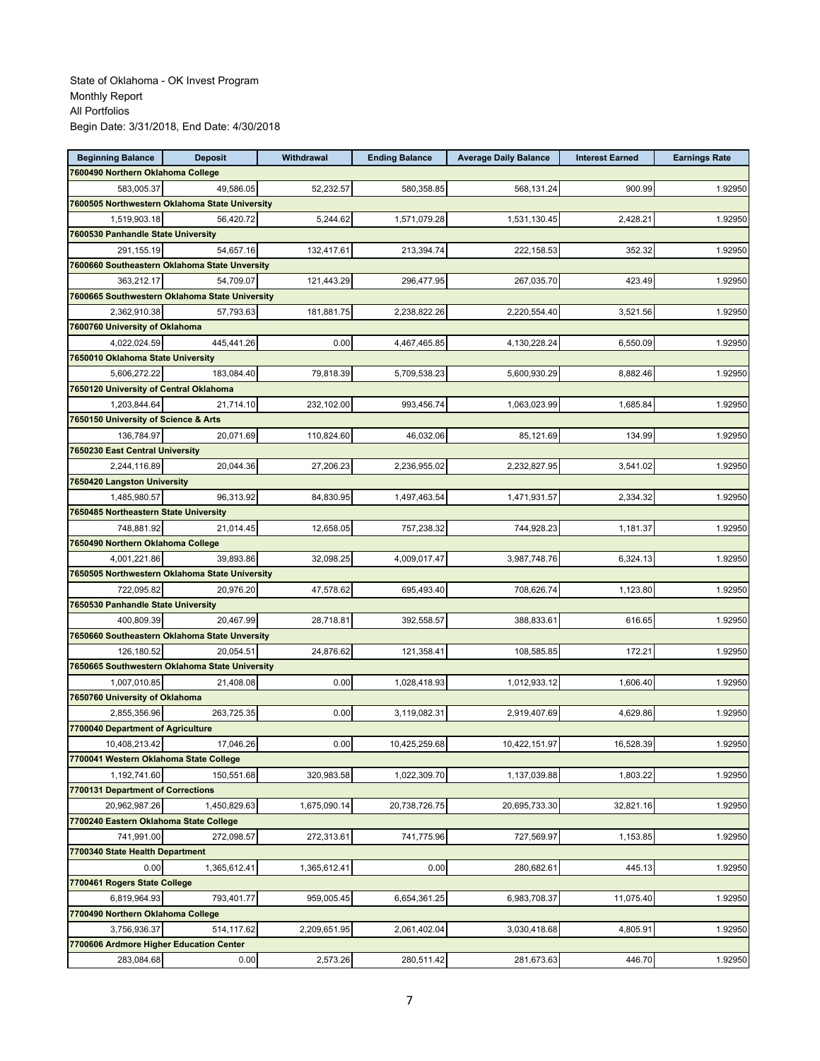State of Oklahoma - OK Invest Program
Monthly Report
All Portfolios
Begin Date: 3/31/2018, End Date: 4/30/2018

| Beginning Balance | Deposit | Withdrawal | Ending Balance | Average Daily Balance | Interest Earned | Earnings Rate |
|---|---|---|---|---|---|---|
| **7600490 Northern Oklahoma College** | | | | | | |
| 583,005.37 | 49,586.05 | 52,232.57 | 580,358.85 | 568,131.24 | 900.99 | 1.92950 |
| **7600505 Northwestern Oklahoma State University** | | | | | | |
| 1,519,903.18 | 56,420.72 | 5,244.62 | 1,571,079.28 | 1,531,130.45 | 2,428.21 | 1.92950 |
| **7600530 Panhandle State University** | | | | | | |
| 291,155.19 | 54,657.16 | 132,417.61 | 213,394.74 | 222,158.53 | 352.32 | 1.92950 |
| **7600660 Southeastern Oklahoma State Unversity** | | | | | | |
| 363,212.17 | 54,709.07 | 121,443.29 | 296,477.95 | 267,035.70 | 423.49 | 1.92950 |
| **7600665 Southwestern Oklahoma State University** | | | | | | |
| 2,362,910.38 | 57,793.63 | 181,881.75 | 2,238,822.26 | 2,220,554.40 | 3,521.56 | 1.92950 |
| **7600760 University of Oklahoma** | | | | | | |
| 4,022,024.59 | 445,441.26 | 0.00 | 4,467,465.85 | 4,130,228.24 | 6,550.09 | 1.92950 |
| **7650010 Oklahoma State University** | | | | | | |
| 5,606,272.22 | 183,084.40 | 79,818.39 | 5,709,538.23 | 5,600,930.29 | 8,882.46 | 1.92950 |
| **7650120 University of Central Oklahoma** | | | | | | |
| 1,203,844.64 | 21,714.10 | 232,102.00 | 993,456.74 | 1,063,023.99 | 1,685.84 | 1.92950 |
| **7650150 University of Science & Arts** | | | | | | |
| 136,784.97 | 20,071.69 | 110,824.60 | 46,032.06 | 85,121.69 | 134.99 | 1.92950 |
| **7650230 East Central University** | | | | | | |
| 2,244,116.89 | 20,044.36 | 27,206.23 | 2,236,955.02 | 2,232,827.95 | 3,541.02 | 1.92950 |
| **7650420 Langston University** | | | | | | |
| 1,485,980.57 | 96,313.92 | 84,830.95 | 1,497,463.54 | 1,471,931.57 | 2,334.32 | 1.92950 |
| **7650485 Northeastern State University** | | | | | | |
| 748,881.92 | 21,014.45 | 12,658.05 | 757,238.32 | 744,928.23 | 1,181.37 | 1.92950 |
| **7650490 Northern Oklahoma College** | | | | | | |
| 4,001,221.86 | 39,893.86 | 32,098.25 | 4,009,017.47 | 3,987,748.76 | 6,324.13 | 1.92950 |
| **7650505 Northwestern Oklahoma State University** | | | | | | |
| 722,095.82 | 20,976.20 | 47,578.62 | 695,493.40 | 708,626.74 | 1,123.80 | 1.92950 |
| **7650530 Panhandle State University** | | | | | | |
| 400,809.39 | 20,467.99 | 28,718.81 | 392,558.57 | 388,833.61 | 616.65 | 1.92950 |
| **7650660 Southeastern Oklahoma State Unversity** | | | | | | |
| 126,180.52 | 20,054.51 | 24,876.62 | 121,358.41 | 108,585.85 | 172.21 | 1.92950 |
| **7650665 Southwestern Oklahoma State University** | | | | | | |
| 1,007,010.85 | 21,408.08 | 0.00 | 1,028,418.93 | 1,012,933.12 | 1,606.40 | 1.92950 |
| **7650760 University of Oklahoma** | | | | | | |
| 2,855,356.96 | 263,725.35 | 0.00 | 3,119,082.31 | 2,919,407.69 | 4,629.86 | 1.92950 |
| **7700040 Department of Agriculture** | | | | | | |
| 10,408,213.42 | 17,046.26 | 0.00 | 10,425,259.68 | 10,422,151.97 | 16,528.39 | 1.92950 |
| **7700041 Western Oklahoma State College** | | | | | | |
| 1,192,741.60 | 150,551.68 | 320,983.58 | 1,022,309.70 | 1,137,039.88 | 1,803.22 | 1.92950 |
| **7700131 Department of Corrections** | | | | | | |
| 20,962,987.26 | 1,450,829.63 | 1,675,090.14 | 20,738,726.75 | 20,695,733.30 | 32,821.16 | 1.92950 |
| **7700240 Eastern Oklahoma State College** | | | | | | |
| 741,991.00 | 272,098.57 | 272,313.61 | 741,775.96 | 727,569.97 | 1,153.85 | 1.92950 |
| **7700340 State Health Department** | | | | | | |
| 0.00 | 1,365,612.41 | 1,365,612.41 | 0.00 | 280,682.61 | 445.13 | 1.92950 |
| **7700461 Rogers State College** | | | | | | |
| 6,819,964.93 | 793,401.77 | 959,005.45 | 6,654,361.25 | 6,983,708.37 | 11,075.40 | 1.92950 |
| **7700490 Northern Oklahoma College** | | | | | | |
| 3,756,936.37 | 514,117.62 | 2,209,651.95 | 2,061,402.04 | 3,030,418.68 | 4,805.91 | 1.92950 |
| **7700606 Ardmore Higher Education Center** | | | | | | |
| 283,084.68 | 0.00 | 2,573.26 | 280,511.42 | 281,673.63 | 446.70 | 1.92950 |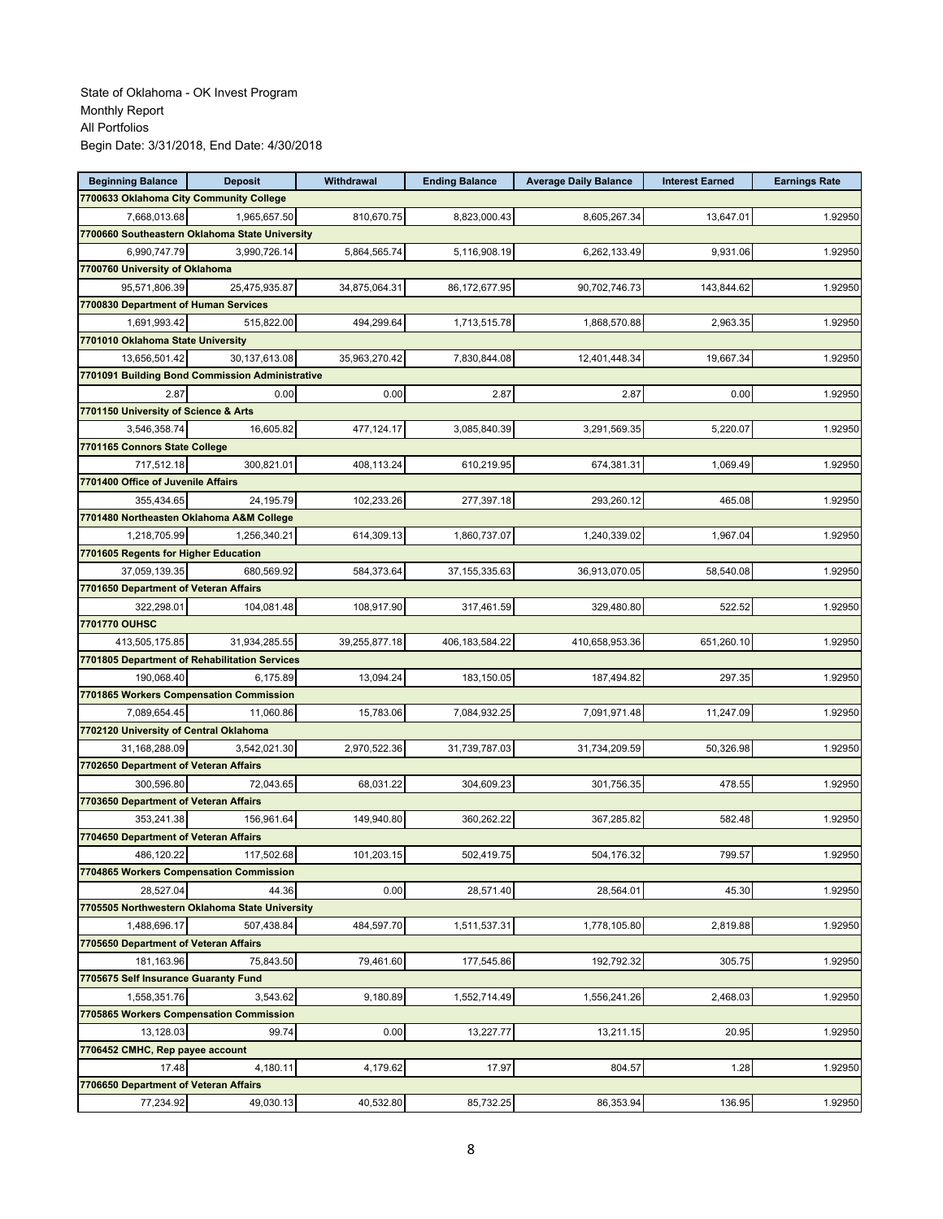State of Oklahoma - OK Invest Program
Monthly Report
All Portfolios
Begin Date: 3/31/2018, End Date: 4/30/2018

| Beginning Balance | Deposit | Withdrawal | Ending Balance | Average Daily Balance | Interest Earned | Earnings Rate |
|---|---|---|---|---|---|---|
| **7700633 Oklahoma City Community College** | | | | | | |
| 7,668,013.68 | 1,965,657.50 | 810,670.75 | 8,823,000.43 | 8,605,267.34 | 13,647.01 | 1.92950 |
| **7700660 Southeastern Oklahoma State University** | | | | | | |
| 6,990,747.79 | 3,990,726.14 | 5,864,565.74 | 5,116,908.19 | 6,262,133.49 | 9,931.06 | 1.92950 |
| **7700760 University of Oklahoma** | | | | | | |
| 95,571,806.39 | 25,475,935.87 | 34,875,064.31 | 86,172,677.95 | 90,702,746.73 | 143,844.62 | 1.92950 |
| **7700830 Department of Human Services** | | | | | | |
| 1,691,993.42 | 515,822.00 | 494,299.64 | 1,713,515.78 | 1,868,570.88 | 2,963.35 | 1.92950 |
| **7701010 Oklahoma State University** | | | | | | |
| 13,656,501.42 | 30,137,613.08 | 35,963,270.42 | 7,830,844.08 | 12,401,448.34 | 19,667.34 | 1.92950 |
| **7701091 Building Bond Commission Administrative** | | | | | | |
| 2.87 | 0.00 | 0.00 | 2.87 | 2.87 | 0.00 | 1.92950 |
| **7701150 University of Science & Arts** | | | | | | |
| 3,546,358.74 | 16,605.82 | 477,124.17 | 3,085,840.39 | 3,291,569.35 | 5,220.07 | 1.92950 |
| **7701165 Connors State College** | | | | | | |
| 717,512.18 | 300,821.01 | 408,113.24 | 610,219.95 | 674,381.31 | 1,069.49 | 1.92950 |
| **7701400 Office of Juvenile Affairs** | | | | | | |
| 355,434.65 | 24,195.79 | 102,233.26 | 277,397.18 | 293,260.12 | 465.08 | 1.92950 |
| **7701480 Northeasten Oklahoma A&M College** | | | | | | |
| 1,218,705.99 | 1,256,340.21 | 614,309.13 | 1,860,737.07 | 1,240,339.02 | 1,967.04 | 1.92950 |
| **7701605 Regents for Higher Education** | | | | | | |
| 37,059,139.35 | 680,569.92 | 584,373.64 | 37,155,335.63 | 36,913,070.05 | 58,540.08 | 1.92950 |
| **7701650 Department of Veteran Affairs** | | | | | | |
| 322,298.01 | 104,081.48 | 108,917.90 | 317,461.59 | 329,480.80 | 522.52 | 1.92950 |
| **7701770 OUHSC** | | | | | | |
| 413,505,175.85 | 31,934,285.55 | 39,255,877.18 | 406,183,584.22 | 410,658,953.36 | 651,260.10 | 1.92950 |
| **7701805 Department of Rehabilitation Services** | | | | | | |
| 190,068.40 | 6,175.89 | 13,094.24 | 183,150.05 | 187,494.82 | 297.35 | 1.92950 |
| **7701865 Workers Compensation Commission** | | | | | | |
| 7,089,654.45 | 11,060.86 | 15,783.06 | 7,084,932.25 | 7,091,971.48 | 11,247.09 | 1.92950 |
| **7702120 University of Central Oklahoma** | | | | | | |
| 31,168,288.09 | 3,542,021.30 | 2,970,522.36 | 31,739,787.03 | 31,734,209.59 | 50,326.98 | 1.92950 |
| **7702650 Department of Veteran Affairs** | | | | | | |
| 300,596.80 | 72,043.65 | 68,031.22 | 304,609.23 | 301,756.35 | 478.55 | 1.92950 |
| **7703650 Department of Veteran Affairs** | | | | | | |
| 353,241.38 | 156,961.64 | 149,940.80 | 360,262.22 | 367,285.82 | 582.48 | 1.92950 |
| **7704650 Department of Veteran Affairs** | | | | | | |
| 486,120.22 | 117,502.68 | 101,203.15 | 502,419.75 | 504,176.32 | 799.57 | 1.92950 |
| **7704865 Workers Compensation Commission** | | | | | | |
| 28,527.04 | 44.36 | 0.00 | 28,571.40 | 28,564.01 | 45.30 | 1.92950 |
| **7705505 Northwestern Oklahoma State University** | | | | | | |
| 1,488,696.17 | 507,438.84 | 484,597.70 | 1,511,537.31 | 1,778,105.80 | 2,819.88 | 1.92950 |
| **7705650 Department of Veteran Affairs** | | | | | | |
| 181,163.96 | 75,843.50 | 79,461.60 | 177,545.86 | 192,792.32 | 305.75 | 1.92950 |
| **7705675 Self Insurance Guaranty Fund** | | | | | | |
| 1,558,351.76 | 3,543.62 | 9,180.89 | 1,552,714.49 | 1,556,241.26 | 2,468.03 | 1.92950 |
| **7705865 Workers Compensation Commission** | | | | | | |
| 13,128.03 | 99.74 | 0.00 | 13,227.77 | 13,211.15 | 20.95 | 1.92950 |
| **7706452 CMHC, Rep payee account** | | | | | | |
| 17.48 | 4,180.11 | 4,179.62 | 17.97 | 804.57 | 1.28 | 1.92950 |
| **7706650 Department of Veteran Affairs** | | | | | | |
| 77,234.92 | 49,030.13 | 40,532.80 | 85,732.25 | 86,353.94 | 136.95 | 1.92950 |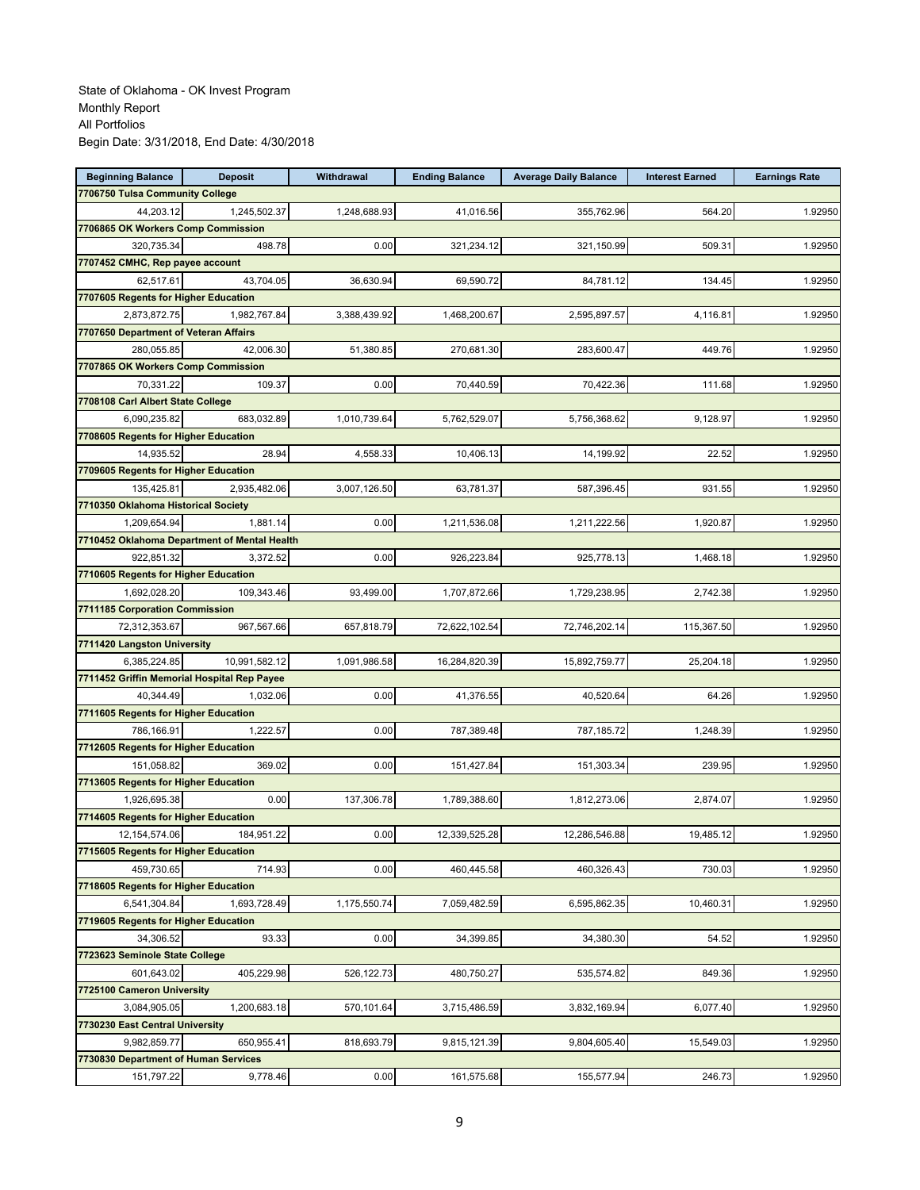State of Oklahoma - OK Invest Program
Monthly Report
All Portfolios
Begin Date: 3/31/2018, End Date: 4/30/2018

| Beginning Balance | Deposit | Withdrawal | Ending Balance | Average Daily Balance | Interest Earned | Earnings Rate |
|---|---|---|---|---|---|---|
| **7706750 Tulsa Community College** | | | | | | |
| 44,203.12 | 1,245,502.37 | 1,248,688.93 | 41,016.56 | 355,762.96 | 564.20 | 1.92950 |
| **7706865 OK Workers Comp Commission** | | | | | | |
| 320,735.34 | 498.78 | 0.00 | 321,234.12 | 321,150.99 | 509.31 | 1.92950 |
| **7707452 CMHC, Rep payee account** | | | | | | |
| 62,517.61 | 43,704.05 | 36,630.94 | 69,590.72 | 84,781.12 | 134.45 | 1.92950 |
| **7707605 Regents for Higher Education** | | | | | | |
| 2,873,872.75 | 1,982,767.84 | 3,388,439.92 | 1,468,200.67 | 2,595,897.57 | 4,116.81 | 1.92950 |
| **7707650 Department of Veteran Affairs** | | | | | | |
| 280,055.85 | 42,006.30 | 51,380.85 | 270,681.30 | 283,600.47 | 449.76 | 1.92950 |
| **7707865 OK Workers Comp Commission** | | | | | | |
| 70,331.22 | 109.37 | 0.00 | 70,440.59 | 70,422.36 | 111.68 | 1.92950 |
| **7708108 Carl Albert State College** | | | | | | |
| 6,090,235.82 | 683,032.89 | 1,010,739.64 | 5,762,529.07 | 5,756,368.62 | 9,128.97 | 1.92950 |
| **7708605 Regents for Higher Education** | | | | | | |
| 14,935.52 | 28.94 | 4,558.33 | 10,406.13 | 14,199.92 | 22.52 | 1.92950 |
| **7709605 Regents for Higher Education** | | | | | | |
| 135,425.81 | 2,935,482.06 | 3,007,126.50 | 63,781.37 | 587,396.45 | 931.55 | 1.92950 |
| **7710350 Oklahoma Historical Society** | | | | | | |
| 1,209,654.94 | 1,881.14 | 0.00 | 1,211,536.08 | 1,211,222.56 | 1,920.87 | 1.92950 |
| **7710452 Oklahoma Department of Mental Health** | | | | | | |
| 922,851.32 | 3,372.52 | 0.00 | 926,223.84 | 925,778.13 | 1,468.18 | 1.92950 |
| **7710605 Regents for Higher Education** | | | | | | |
| 1,692,028.20 | 109,343.46 | 93,499.00 | 1,707,872.66 | 1,729,238.95 | 2,742.38 | 1.92950 |
| **7711185 Corporation Commission** | | | | | | |
| 72,312,353.67 | 967,567.66 | 657,818.79 | 72,622,102.54 | 72,746,202.14 | 115,367.50 | 1.92950 |
| **7711420 Langston University** | | | | | | |
| 6,385,224.85 | 10,991,582.12 | 1,091,986.58 | 16,284,820.39 | 15,892,759.77 | 25,204.18 | 1.92950 |
| **7711452 Griffin Memorial Hospital Rep Payee** | | | | | | |
| 40,344.49 | 1,032.06 | 0.00 | 41,376.55 | 40,520.64 | 64.26 | 1.92950 |
| **7711605 Regents for Higher Education** | | | | | | |
| 786,166.91 | 1,222.57 | 0.00 | 787,389.48 | 787,185.72 | 1,248.39 | 1.92950 |
| **7712605 Regents for Higher Education** | | | | | | |
| 151,058.82 | 369.02 | 0.00 | 151,427.84 | 151,303.34 | 239.95 | 1.92950 |
| **7713605 Regents for Higher Education** | | | | | | |
| 1,926,695.38 | 0.00 | 137,306.78 | 1,789,388.60 | 1,812,273.06 | 2,874.07 | 1.92950 |
| **7714605 Regents for Higher Education** | | | | | | |
| 12,154,574.06 | 184,951.22 | 0.00 | 12,339,525.28 | 12,286,546.88 | 19,485.12 | 1.92950 |
| **7715605 Regents for Higher Education** | | | | | | |
| 459,730.65 | 714.93 | 0.00 | 460,445.58 | 460,326.43 | 730.03 | 1.92950 |
| **7718605 Regents for Higher Education** | | | | | | |
| 6,541,304.84 | 1,693,728.49 | 1,175,550.74 | 7,059,482.59 | 6,595,862.35 | 10,460.31 | 1.92950 |
| **7719605 Regents for Higher Education** | | | | | | |
| 34,306.52 | 93.33 | 0.00 | 34,399.85 | 34,380.30 | 54.52 | 1.92950 |
| **7723623 Seminole State College** | | | | | | |
| 601,643.02 | 405,229.98 | 526,122.73 | 480,750.27 | 535,574.82 | 849.36 | 1.92950 |
| **7725100 Cameron University** | | | | | | |
| 3,084,905.05 | 1,200,683.18 | 570,101.64 | 3,715,486.59 | 3,832,169.94 | 6,077.40 | 1.92950 |
| **7730230 East Central University** | | | | | | |
| 9,982,859.77 | 650,955.41 | 818,693.79 | 9,815,121.39 | 9,804,605.40 | 15,549.03 | 1.92950 |
| **7730830 Department of Human Services** | | | | | | |
| 151,797.22 | 9,778.46 | 0.00 | 161,575.68 | 155,577.94 | 246.73 | 1.92950 |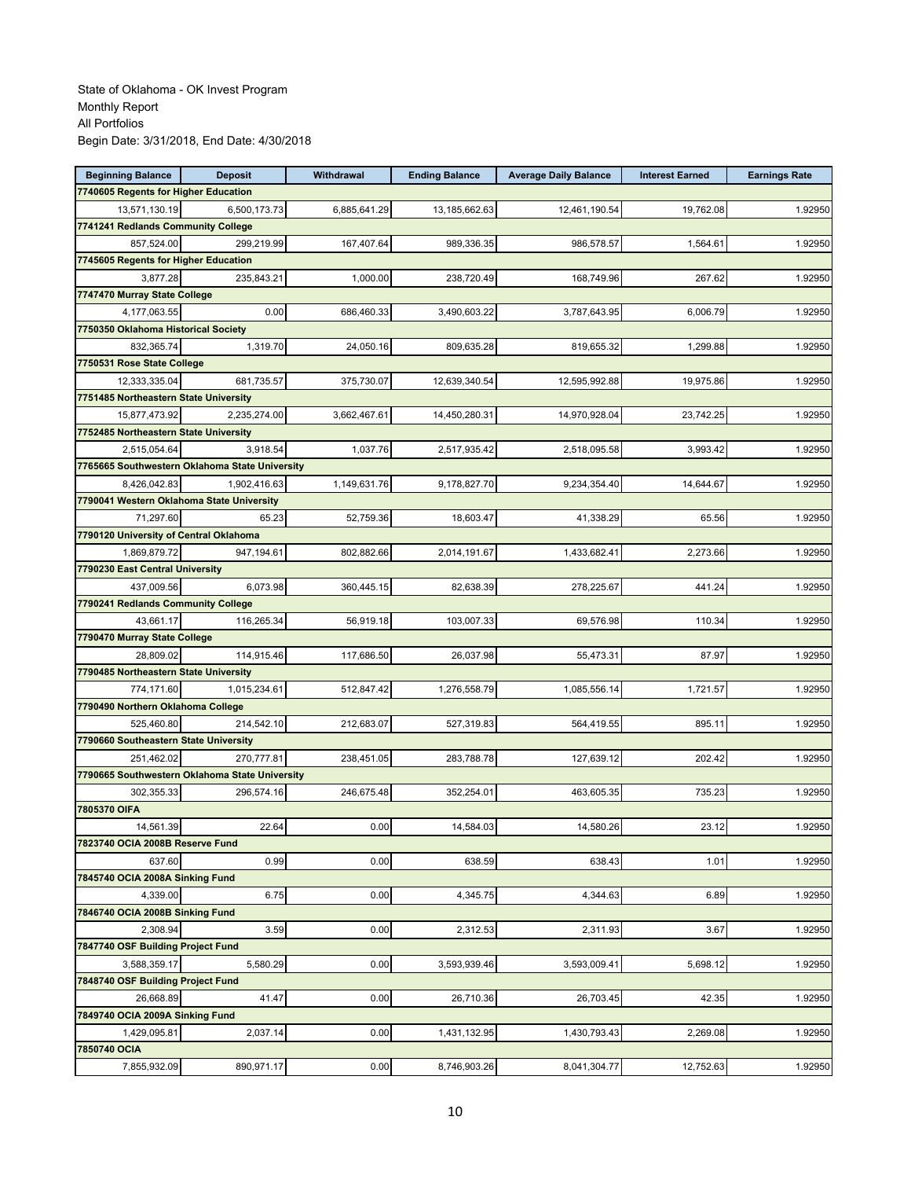State of Oklahoma - OK Invest Program
Monthly Report
All Portfolios
Begin Date: 3/31/2018, End Date: 4/30/2018

| Beginning Balance | Deposit | Withdrawal | Ending Balance | Average Daily Balance | Interest Earned | Earnings Rate |
|---|---|---|---|---|---|---|
| **7740605 Regents for Higher Education** | | | | | | |
| 13,571,130.19 | 6,500,173.73 | 6,885,641.29 | 13,185,662.63 | 12,461,190.54 | 19,762.08 | 1.92950 |
| **7741241 Redlands Community College** | | | | | | |
| 857,524.00 | 299,219.99 | 167,407.64 | 989,336.35 | 986,578.57 | 1,564.61 | 1.92950 |
| **7745605 Regents for Higher Education** | | | | | | |
| 3,877.28 | 235,843.21 | 1,000.00 | 238,720.49 | 168,749.96 | 267.62 | 1.92950 |
| **7747470 Murray State College** | | | | | | |
| 4,177,063.55 | 0.00 | 686,460.33 | 3,490,603.22 | 3,787,643.95 | 6,006.79 | 1.92950 |
| **7750350 Oklahoma Historical Society** | | | | | | |
| 832,365.74 | 1,319.70 | 24,050.16 | 809,635.28 | 819,655.32 | 1,299.88 | 1.92950 |
| **7750531 Rose State College** | | | | | | |
| 12,333,335.04 | 681,735.57 | 375,730.07 | 12,639,340.54 | 12,595,992.88 | 19,975.86 | 1.92950 |
| **7751485 Northeastern State University** | | | | | | |
| 15,877,473.92 | 2,235,274.00 | 3,662,467.61 | 14,450,280.31 | 14,970,928.04 | 23,742.25 | 1.92950 |
| **7752485 Northeastern State University** | | | | | | |
| 2,515,054.64 | 3,918.54 | 1,037.76 | 2,517,935.42 | 2,518,095.58 | 3,993.42 | 1.92950 |
| **7765665 Southwestern Oklahoma State University** | | | | | | |
| 8,426,042.83 | 1,902,416.63 | 1,149,631.76 | 9,178,827.70 | 9,234,354.40 | 14,644.67 | 1.92950 |
| **7790041 Western Oklahoma State University** | | | | | | |
| 71,297.60 | 65.23 | 52,759.36 | 18,603.47 | 41,338.29 | 65.56 | 1.92950 |
| **7790120 University of Central Oklahoma** | | | | | | |
| 1,869,879.72 | 947,194.61 | 802,882.66 | 2,014,191.67 | 1,433,682.41 | 2,273.66 | 1.92950 |
| **7790230 East Central University** | | | | | | |
| 437,009.56 | 6,073.98 | 360,445.15 | 82,638.39 | 278,225.67 | 441.24 | 1.92950 |
| **7790241 Redlands Community College** | | | | | | |
| 43,661.17 | 116,265.34 | 56,919.18 | 103,007.33 | 69,576.98 | 110.34 | 1.92950 |
| **7790470 Murray State College** | | | | | | |
| 28,809.02 | 114,915.46 | 117,686.50 | 26,037.98 | 55,473.31 | 87.97 | 1.92950 |
| **7790485 Northeastern State University** | | | | | | |
| 774,171.60 | 1,015,234.61 | 512,847.42 | 1,276,558.79 | 1,085,556.14 | 1,721.57 | 1.92950 |
| **7790490 Northern Oklahoma College** | | | | | | |
| 525,460.80 | 214,542.10 | 212,683.07 | 527,319.83 | 564,419.55 | 895.11 | 1.92950 |
| **7790660 Southeastern State University** | | | | | | |
| 251,462.02 | 270,777.81 | 238,451.05 | 283,788.78 | 127,639.12 | 202.42 | 1.92950 |
| **7790665 Southwestern Oklahoma State University** | | | | | | |
| 302,355.33 | 296,574.16 | 246,675.48 | 352,254.01 | 463,605.35 | 735.23 | 1.92950 |
| **7805370 OIFA** | | | | | | |
| 14,561.39 | 22.64 | 0.00 | 14,584.03 | 14,580.26 | 23.12 | 1.92950 |
| **7823740 OCIA 2008B Reserve Fund** | | | | | | |
| 637.60 | 0.99 | 0.00 | 638.59 | 638.43 | 1.01 | 1.92950 |
| **7845740 OCIA 2008A Sinking Fund** | | | | | | |
| 4,339.00 | 6.75 | 0.00 | 4,345.75 | 4,344.63 | 6.89 | 1.92950 |
| **7846740 OCIA 2008B Sinking Fund** | | | | | | |
| 2,308.94 | 3.59 | 0.00 | 2,312.53 | 2,311.93 | 3.67 | 1.92950 |
| **7847740 OSF Building Project Fund** | | | | | | |
| 3,588,359.17 | 5,580.29 | 0.00 | 3,593,939.46 | 3,593,009.41 | 5,698.12 | 1.92950 |
| **7848740 OSF Building Project Fund** | | | | | | |
| 26,668.89 | 41.47 | 0.00 | 26,710.36 | 26,703.45 | 42.35 | 1.92950 |
| **7849740 OCIA 2009A Sinking Fund** | | | | | | |
| 1,429,095.81 | 2,037.14 | 0.00 | 1,431,132.95 | 1,430,793.43 | 2,269.08 | 1.92950 |
| **7850740 OCIA** | | | | | | |
| 7,855,932.09 | 890,971.17 | 0.00 | 8,746,903.26 | 8,041,304.77 | 12,752.63 | 1.92950 |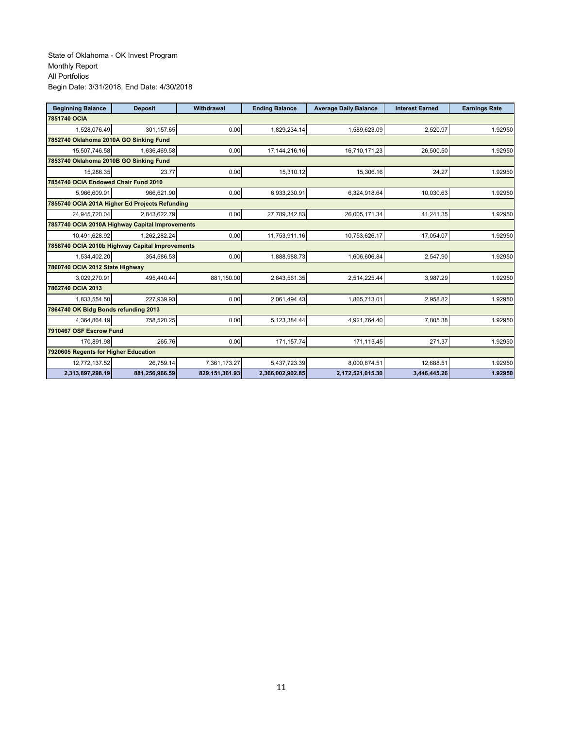State of Oklahoma - OK Invest Program
Monthly Report
All Portfolios
Begin Date: 3/31/2018, End Date: 4/30/2018

| Beginning Balance | Deposit | Withdrawal | Ending Balance | Average Daily Balance | Interest Earned | Earnings Rate |
|---|---|---|---|---|---|---|
| **7851740 OCIA** | | | | | | |
| 1,528,076.49 | 301,157.65 | 0.00 | 1,829,234.14 | 1,589,623.09 | 2,520.97 | 1.92950 |
| **7852740 Oklahoma 2010A GO Sinking Fund** | | | | | | |
| 15,507,746.58 | 1,636,469.58 | 0.00 | 17,144,216.16 | 16,710,171.23 | 26,500.50 | 1.92950 |
| **7853740 Oklahoma 2010B GO Sinking Fund** | | | | | | |
| 15,286.35 | 23.77 | 0.00 | 15,310.12 | 15,306.16 | 24.27 | 1.92950 |
| **7854740 OCIA Endowed Chair Fund 2010** | | | | | | |
| 5,966,609.01 | 966,621.90 | 0.00 | 6,933,230.91 | 6,324,918.64 | 10,030.63 | 1.92950 |
| **7855740 OCIA 201A Higher Ed Projects Refunding** | | | | | | |
| 24,945,720.04 | 2,843,622.79 | 0.00 | 27,789,342.83 | 26,005,171.34 | 41,241.35 | 1.92950 |
| **7857740 OCIA 2010A Highway Capital Improvements** | | | | | | |
| 10,491,628.92 | 1,262,282.24 | 0.00 | 11,753,911.16 | 10,753,626.17 | 17,054.07 | 1.92950 |
| **7858740 OCIA 2010b Highway Capital Improvements** | | | | | | |
| 1,534,402.20 | 354,586.53 | 0.00 | 1,888,988.73 | 1,606,606.84 | 2,547.90 | 1.92950 |
| **7860740 OCIA 2012 State Highway** | | | | | | |
| 3,029,270.91 | 495,440.44 | 881,150.00 | 2,643,561.35 | 2,514,225.44 | 3,987.29 | 1.92950 |
| **7862740 OCIA 2013** | | | | | | |
| 1,833,554.50 | 227,939.93 | 0.00 | 2,061,494.43 | 1,865,713.01 | 2,958.82 | 1.92950 |
| **7864740 OK Bldg Bonds refunding 2013** | | | | | | |
| 4,364,864.19 | 758,520.25 | 0.00 | 5,123,384.44 | 4,921,764.40 | 7,805.38 | 1.92950 |
| **7910467 OSF Escrow Fund** | | | | | | |
| 170,891.98 | 265.76 | 0.00 | 171,157.74 | 171,113.45 | 271.37 | 1.92950 |
| **7920605 Regents for Higher Education** | | | | | | |
| 12,772,137.52 | 26,759.14 | 7,361,173.27 | 5,437,723.39 | 8,000,874.51 | 12,688.51 | 1.92950 |
| **2,313,897,298.19** | **881,256,966.59** | **829,151,361.93** | **2,366,002,902.85** | **2,172,521,015.30** | **3,446,445.26** | **1.92950** |